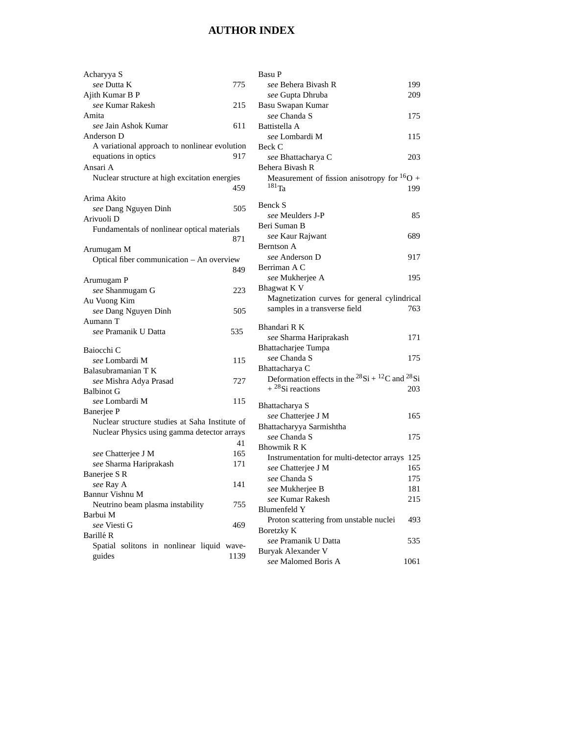# AUTHOR INDEX

Acharyya S
  *see* Dutta K 775

Ajith Kumar B P
  *see* Kumar Rakesh 215

Amita
  *see* Jain Ashok Kumar 611

Anderson D
  A variational approach to nonlinear evolution equations in optics 917

Ansari A
  Nuclear structure at high excitation energies 459

Arima Akito
  *see* Dang Nguyen Dinh 505

Arivuoli D
  Fundamentals of nonlinear optical materials 871

Arumugam M
  Optical fiber communication – An overview 849

Arumugam P
  *see* Shanmugam G 223

Au Vuong Kim
  *see* Dang Nguyen Dinh 505

Aumann T
  *see* Pramanik U Datta 535

Baiocchi C
  *see* Lombardi M 115

Balasubramanian T K
  *see* Mishra Adya Prasad 727

Balbinot G
  *see* Lombardi M 115

Banerjee P
  Nuclear structure studies at Saha Institute of Nuclear Physics using gamma detector arrays 41
  *see* Chatterjee J M 165
  *see* Sharma Hariprakash 171

Banerjee S R
  *see* Ray A 141

Bannur Vishnu M
  Neutrino beam plasma instability 755

Barbui M
  *see* Viesti G 469

Barillé R
  Spatial solitons in nonlinear liquid wave-guides 1139

Basu P
  *see* Behera Bivash R 199
  *see* Gupta Dhruba 209

Basu Swapan Kumar
  *see* Chanda S 175

Battistella A
  *see* Lombardi M 115

Beck C
  *see* Bhattacharya C 203

Behera Bivash R
  Measurement of fission anisotropy for $^{16}$O + $^{181}$Ta 199

Benck S
  *see* Meulders J-P 85

Beri Suman B
  *see* Kaur Rajwant 689

Berntson A
  *see* Anderson D 917

Berriman A C
  *see* Mukherjee A 195

Bhagwat K V
  Magnetization curves for general cylindrical samples in a transverse field 763

Bhandari R K
  *see* Sharma Hariprakash 171

Bhattacharjee Tumpa
  *see* Chanda S 175

Bhattacharya C
  Deformation effects in the $^{28}$Si + $^{12}$C and $^{28}$Si + $^{28}$Si reactions 203

Bhattacharya S
  *see* Chatterjee J M 165

Bhattacharyya Sarmishtha
  *see* Chanda S 175

Bhowmik R K
  Instrumentation for multi-detector arrays 125
  *see* Chatterjee J M 165
  *see* Chanda S 175
  *see* Mukherjee B 181
  *see* Kumar Rakesh 215

Blumenfeld Y
  Proton scattering from unstable nuclei 493

Boretzky K
  *see* Pramanik U Datta 535

Buryak Alexander V
  *see* Malomed Boris A 1061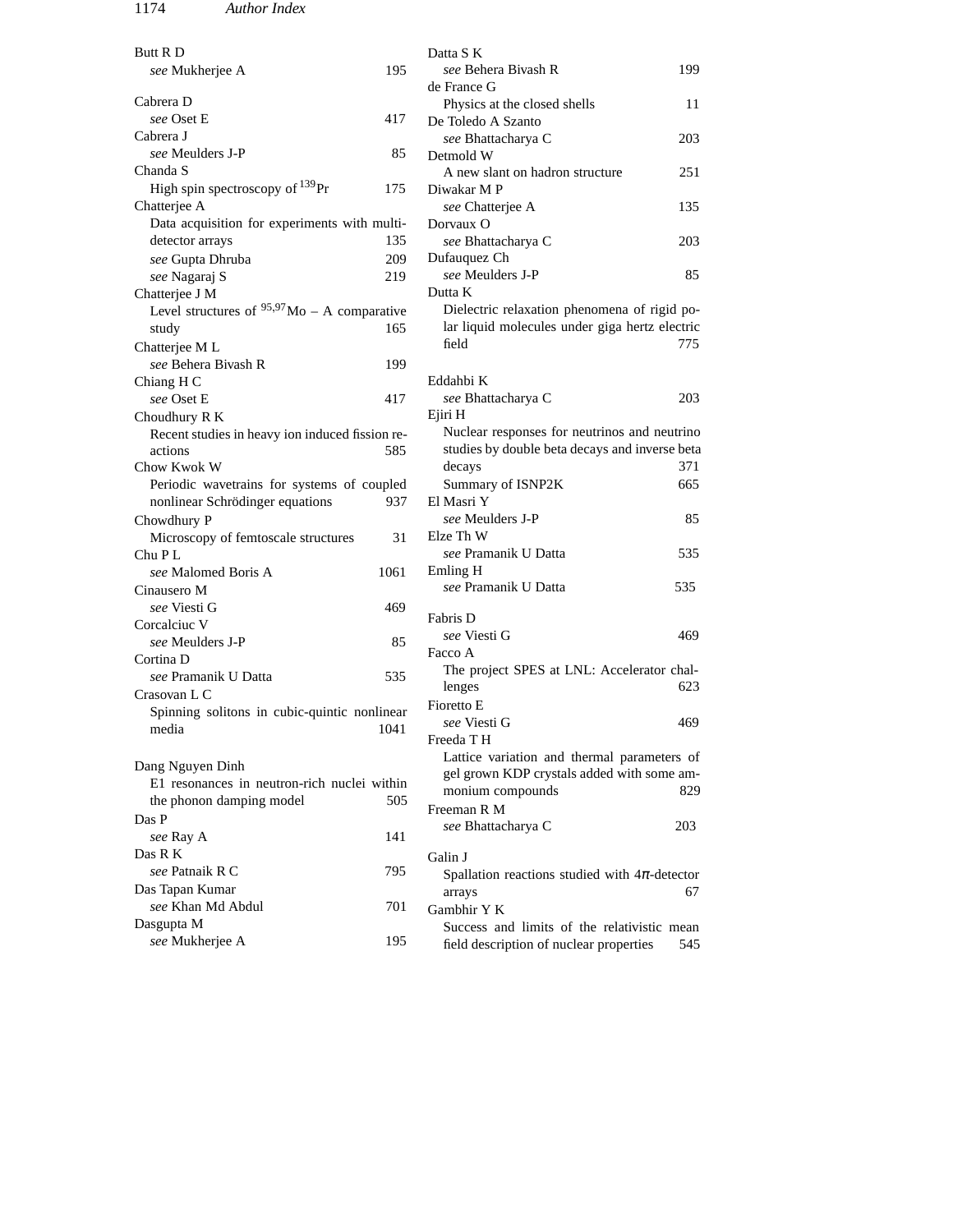Butt R D
*see* Mukherjee A 195

Cabrera D
*see* Oset E 417

Cabrera J
*see* Meulders J-P 85

Chanda S
High spin spectroscopy of $^{139}$Pr 175

Chatterjee A
Data acquisition for experiments with multi-detector arrays 135
*see* Gupta Dhruba 209
*see* Nagaraj S 219

Chatterjee J M
Level structures of $^{95,97}$Mo – A comparative study 165

Chatterjee M L
*see* Behera Bivash R 199

Chiang H C
*see* Oset E 417

Choudhury R K
Recent studies in heavy ion induced fission reactions 585

Chow Kwok W
Periodic wavetrains for systems of coupled nonlinear Schrödinger equations 937

Chowdhury P
Microscopy of femtoscale structures 31

Chu P L
*see* Malomed Boris A 1061

Cinausero M
*see* Viesti G 469

Corcalciuc V
*see* Meulders J-P 85

Cortina D
*see* Pramanik U Datta 535

Crasovan L C
Spinning solitons in cubic-quintic nonlinear media 1041

Dang Nguyen Dinh
E1 resonances in neutron-rich nuclei within the phonon damping model 505

Das P
*see* Ray A 141

Das R K
*see* Patnaik R C 795

Das Tapan Kumar
*see* Khan Md Abdul 701

Dasgupta M
*see* Mukherjee A 195

Datta S K
*see* Behera Bivash R 199

de France G
Physics at the closed shells 11

De Toledo A Szanto
*see* Bhattacharya C 203

Detmold W
A new slant on hadron structure 251

Diwakar M P
*see* Chatterjee A 135

Dorvaux O
*see* Bhattacharya C 203

Dufauquez Ch
*see* Meulders J-P 85

Dutta K
Dielectric relaxation phenomena of rigid polar liquid molecules under giga hertz electric field 775

Eddahbi K
*see* Bhattacharya C 203

Ejiri H
Nuclear responses for neutrinos and neutrino studies by double beta decays and inverse beta decays 371
Summary of ISNP2K 665

El Masri Y
*see* Meulders J-P 85

Elze Th W
*see* Pramanik U Datta 535

Emling H
*see* Pramanik U Datta 535

Fabris D
*see* Viesti G 469

Facco A
The project SPES at LNL: Accelerator challenges 623

Fioretto E
*see* Viesti G 469

Freeda T H
Lattice variation and thermal parameters of gel grown KDP crystals added with some ammonium compounds 829

Freeman R M
*see* Bhattacharya C 203

Galin J
Spallation reactions studied with $4\pi$-detector arrays 67

Gambhir Y K
Success and limits of the relativistic mean field description of nuclear properties 545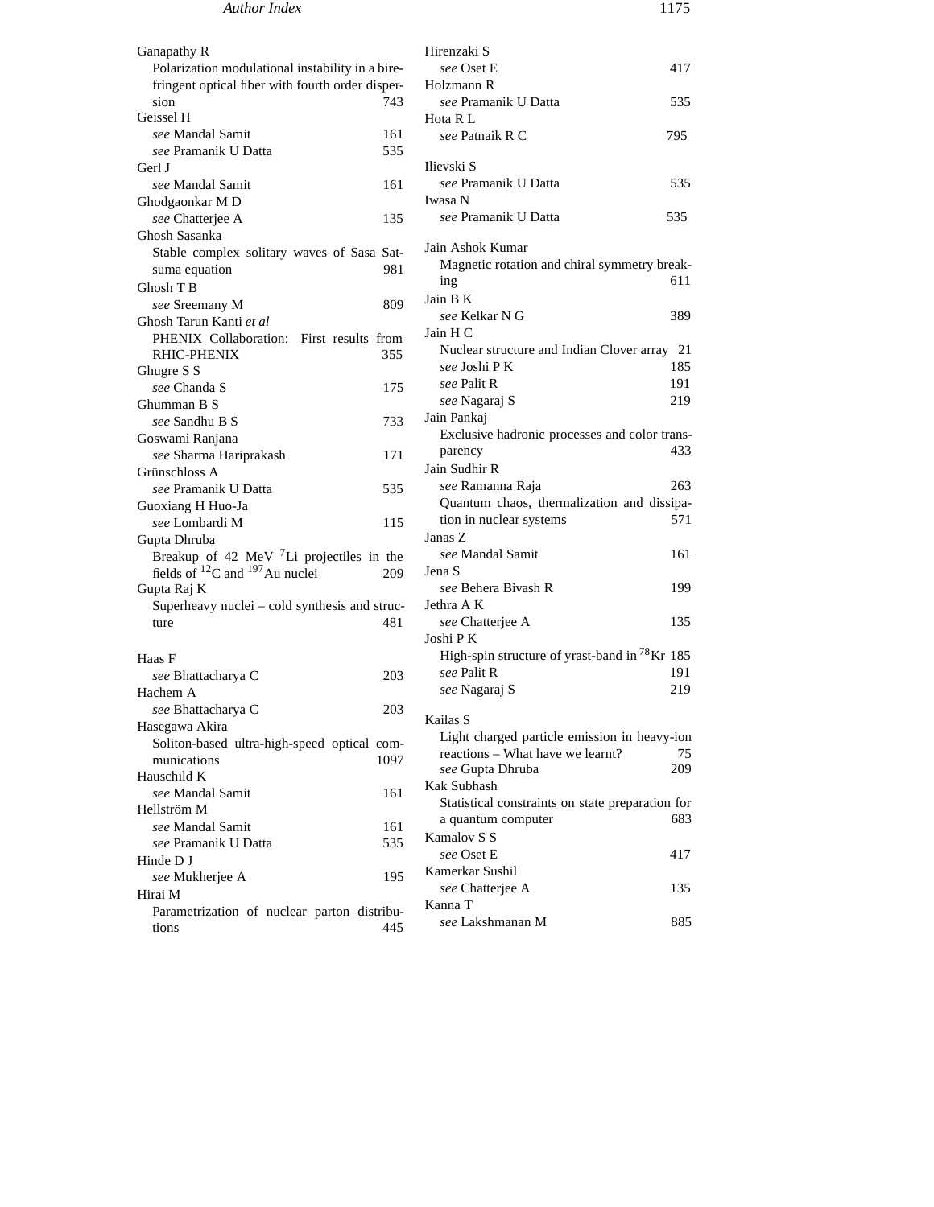Ganapathy R
  Polarization modulational instability in a birefringent optical fiber with fourth order dispersion 743

Geissel H
  *see* Mandal Samit 161
  *see* Pramanik U Datta 535

Gerl J
  *see* Mandal Samit 161

Ghodgaonkar M D
  *see* Chatterjee A 135

Ghosh Sasanka
  Stable complex solitary waves of Sasa Satsuma equation 981

Ghosh T B
  *see* Sreemany M 809

Ghosh Tarun Kanti *et al*
  PHENIX Collaboration: First results from RHIC-PHENIX 355

Ghugre S S
  *see* Chanda S 175

Ghumman B S
  *see* Sandhu B S 733

Goswami Ranjana
  *see* Sharma Hariprakash 171

Grünschloss A
  *see* Pramanik U Datta 535

Guoxiang H Huo-Ja
  *see* Lombardi M 115

Gupta Dhruba
  Breakup of 42 MeV $^{7}$Li projectiles in the fields of $^{12}$C and $^{197}$Au nuclei 209

Gupta Raj K
  Superheavy nuclei – cold synthesis and structure 481

Haas F
  *see* Bhattacharya C 203

Hachem A
  *see* Bhattacharya C 203

Hasegawa Akira
  Soliton-based ultra-high-speed optical communications 1097

Hauschild K
  *see* Mandal Samit 161

Hellström M
  *see* Mandal Samit 161
  *see* Pramanik U Datta 535

Hinde D J
  *see* Mukherjee A 195

Hirai M
  Parametrization of nuclear parton distributions 445

Hirenzaki S
  *see* Oset E 417

Holzmann R
  *see* Pramanik U Datta 535

Hota R L
  *see* Patnaik R C 795

Ilievski S
  *see* Pramanik U Datta 535

Iwasa N
  *see* Pramanik U Datta 535

Jain Ashok Kumar
  Magnetic rotation and chiral symmetry breaking 611

Jain B K
  *see* Kelkar N G 389

Jain H C
  Nuclear structure and Indian Clover array 21
  *see* Joshi P K 185
  *see* Palit R 191
  *see* Nagaraj S 219

Jain Pankaj
  Exclusive hadronic processes and color transparency 433

Jain Sudhir R
  *see* Ramanna Raja 263
  Quantum chaos, thermalization and dissipation in nuclear systems 571

Janas Z
  *see* Mandal Samit 161

Jena S
  *see* Behera Bivash R 199

Jethra A K
  *see* Chatterjee A 135

Joshi P K
  High-spin structure of yrast-band in $^{78}$Kr 185
  *see* Palit R 191
  *see* Nagaraj S 219

Kailas S
  Light charged particle emission in heavy-ion reactions – What have we learnt? 75
  *see* Gupta Dhruba 209

Kak Subhash
  Statistical constraints on state preparation for a quantum computer 683

Kamalov S S
  *see* Oset E 417

Kamerkar Sushil
  *see* Chatterjee A 135

Kanna T
  *see* Lakshmanan M 885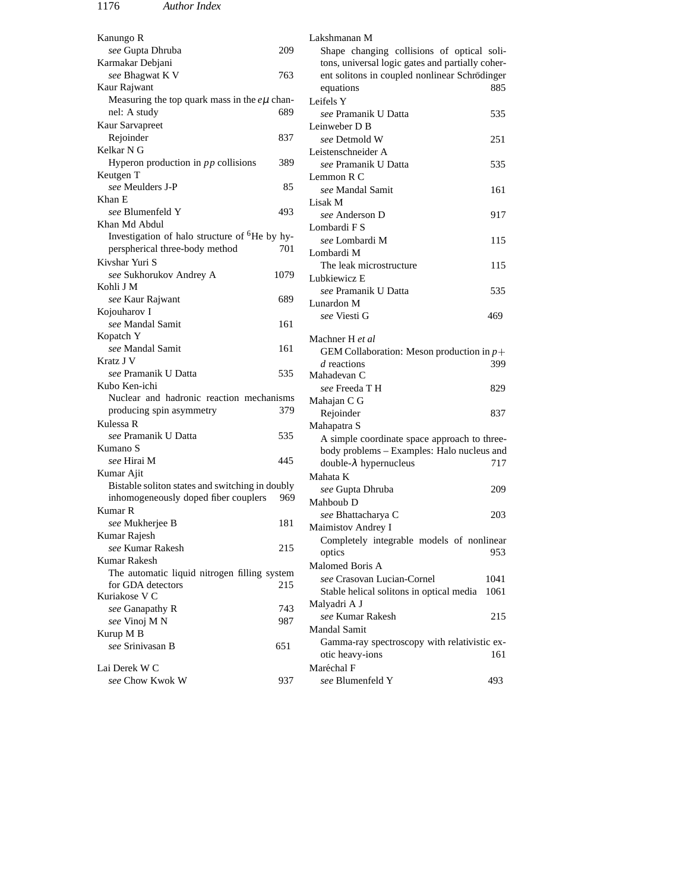Kanungo R
  *see* Gupta Dhruba 209

Karmakar Debjani
  *see* Bhagwat K V 763

Kaur Rajwant
  Measuring the top quark mass in the $e\mu$ channel: A study 689

Kaur Sarvapreet
  Rejoinder 837

Kelkar N G
  Hyperon production in $pp$ collisions 389

Keutgen T
  *see* Meulders J-P 85

Khan E
  *see* Blumenfeld Y 493

Khan Md Abdul
  Investigation of halo structure of $^6$He by hyperspherical three-body method 701

Kivshar Yuri S
  *see* Sukhorukov Andrey A 1079

Kohli J M
  *see* Kaur Rajwant 689

Kojouharov I
  *see* Mandal Samit 161

Kopatch Y
  *see* Mandal Samit 161

Kratz J V
  *see* Pramanik U Datta 535

Kubo Ken-ichi
  Nuclear and hadronic reaction mechanisms producing spin asymmetry 379

Kulessa R
  *see* Pramanik U Datta 535

Kumano S
  *see* Hirai M 445

Kumar Ajit
  Bistable soliton states and switching in doubly inhomogeneously doped fiber couplers 969

Kumar R
  *see* Mukherjee B 181

Kumar Rajesh
  *see* Kumar Rakesh 215

Kumar Rakesh
  The automatic liquid nitrogen filling system for GDA detectors 215

Kuriakose V C
  *see* Ganapathy R 743
  *see* Vinoj M N 987

Kurup M B
  *see* Srinivasan B 651

Lai Derek W C
  *see* Chow Kwok W 937

Lakshmanan M
  Shape changing collisions of optical solitons, universal logic gates and partially coherent solitons in coupled nonlinear Schrödinger equations 885

Leifels Y
  *see* Pramanik U Datta 535

Leinweber D B
  *see* Detmold W 251

Leistenschneider A
  *see* Pramanik U Datta 535

Lemmon R C
  *see* Mandal Samit 161

Lisak M
  *see* Anderson D 917

Lombardi F S
  *see* Lombardi M 115

Lombardi M
  The leak microstructure 115

Lubkiewicz E
  *see* Pramanik U Datta 535

Lunardon M
  *see* Viesti G 469

Machner H *et al*
  GEM Collaboration: Meson production in $p+d$ reactions 399

Mahadevan C
  *see* Freeda T H 829

Mahajan C G
  Rejoinder 837

Mahapatra S
  A simple coordinate space approach to three-body problems – Examples: Halo nucleus and double-$\lambda$ hypernucleus 717

Mahata K
  *see* Gupta Dhruba 209

Mahboub D
  *see* Bhattacharya C 203

Maimistov Andrey I
  Completely integrable models of nonlinear optics 953

Malomed Boris A
  *see* Crasovan Lucian-Cornel 1041
  Stable helical solitons in optical media 1061

Malyadri A J
  *see* Kumar Rakesh 215

Mandal Samit
  Gamma-ray spectroscopy with relativistic exotic heavy-ions 161

Maréchal F
  *see* Blumenfeld Y 493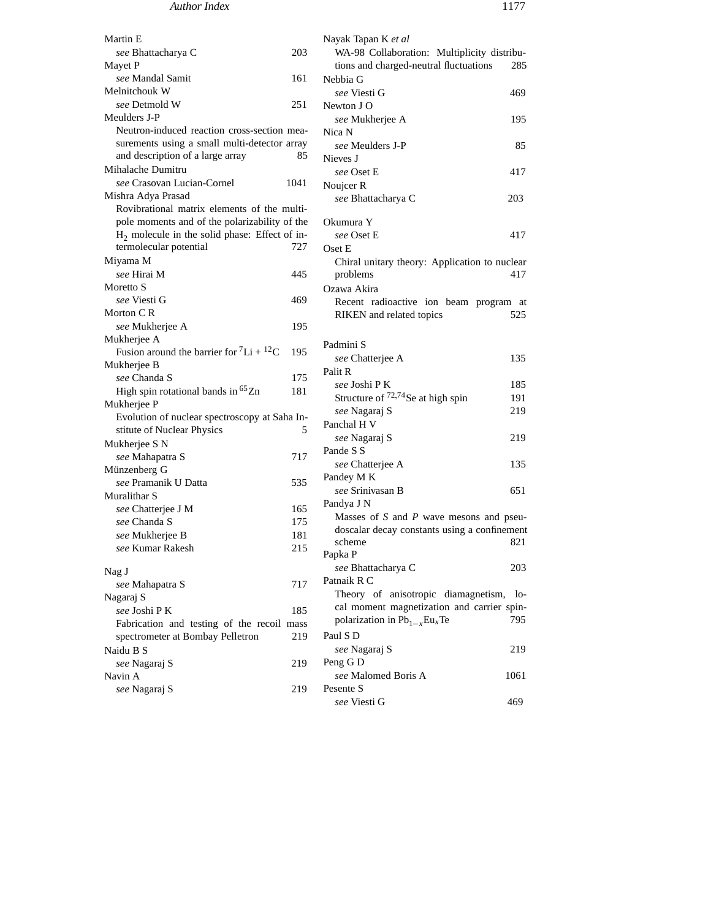Martin E
*see* Bhattacharya C 203

Mayet P
*see* Mandal Samit 161

Melnitchouk W
*see* Detmold W 251

Meulders J-P
Neutron-induced reaction cross-section measurements using a small multi-detector array and description of a large array 85

Mihalache Dumitru
*see* Crasovan Lucian-Cornel 1041

Mishra Adya Prasad
Rovibrational matrix elements of the multipole moments and of the polarizability of the $H_2$ molecule in the solid phase: Effect of intermolecular potential 727

Miyama M
*see* Hirai M 445

Moretto S
*see* Viesti G 469

Morton C R
*see* Mukherjee A 195

Mukherjee A
Fusion around the barrier for $^{7}Li + ^{12}C$ 195

Mukherjee B
*see* Chanda S 175
High spin rotational bands in $^{65}Zn$ 181

Mukherjee P
Evolution of nuclear spectroscopy at Saha Institute of Nuclear Physics 5

Mukherjee S N
*see* Mahapatra S 717

Münzenberg G
*see* Pramanik U Datta 535

Muralithar S
*see* Chatterjee J M 165
*see* Chanda S 175
*see* Mukherjee B 181
*see* Kumar Rakesh 215

Nag J
*see* Mahapatra S 717

Nagaraj S
*see* Joshi P K 185
Fabrication and testing of the recoil mass spectrometer at Bombay Pelletron 219

Naidu B S
*see* Nagaraj S 219

Navin A
*see* Nagaraj S 219

Nayak Tapan K *et al*
WA-98 Collaboration: Multiplicity distributions and charged-neutral fluctuations 285

Nebbia G
*see* Viesti G 469

Newton J O
*see* Mukherjee A 195

Nica N
*see* Meulders J-P 85

Nieves J
*see* Oset E 417

Noujcer R
*see* Bhattacharya C 203

Okumura Y
*see* Oset E 417

Oset E
Chiral unitary theory: Application to nuclear problems 417

Ozawa Akira
Recent radioactive ion beam program at RIKEN and related topics 525

Padmini S
*see* Chatterjee A 135

Palit R
*see* Joshi P K 185
Structure of $^{72,74}Se$ at high spin 191
*see* Nagaraj S 219

Panchal H V
*see* Nagaraj S 219

Pande S S
*see* Chatterjee A 135

Pandey M K
*see* Srinivasan B 651

Pandya J N
Masses of *S* and *P* wave mesons and pseudoscalar decay constants using a confinement scheme 821

Papka P
*see* Bhattacharya C 203

Patnaik R C
Theory of anisotropic diamagnetism, local moment magnetization and carrier spin-polarization in $Pb_{1-x}Eu_xTe$ 795

Paul S D
*see* Nagaraj S 219

Peng G D
*see* Malomed Boris A 1061

Pesente S
*see* Viesti G 469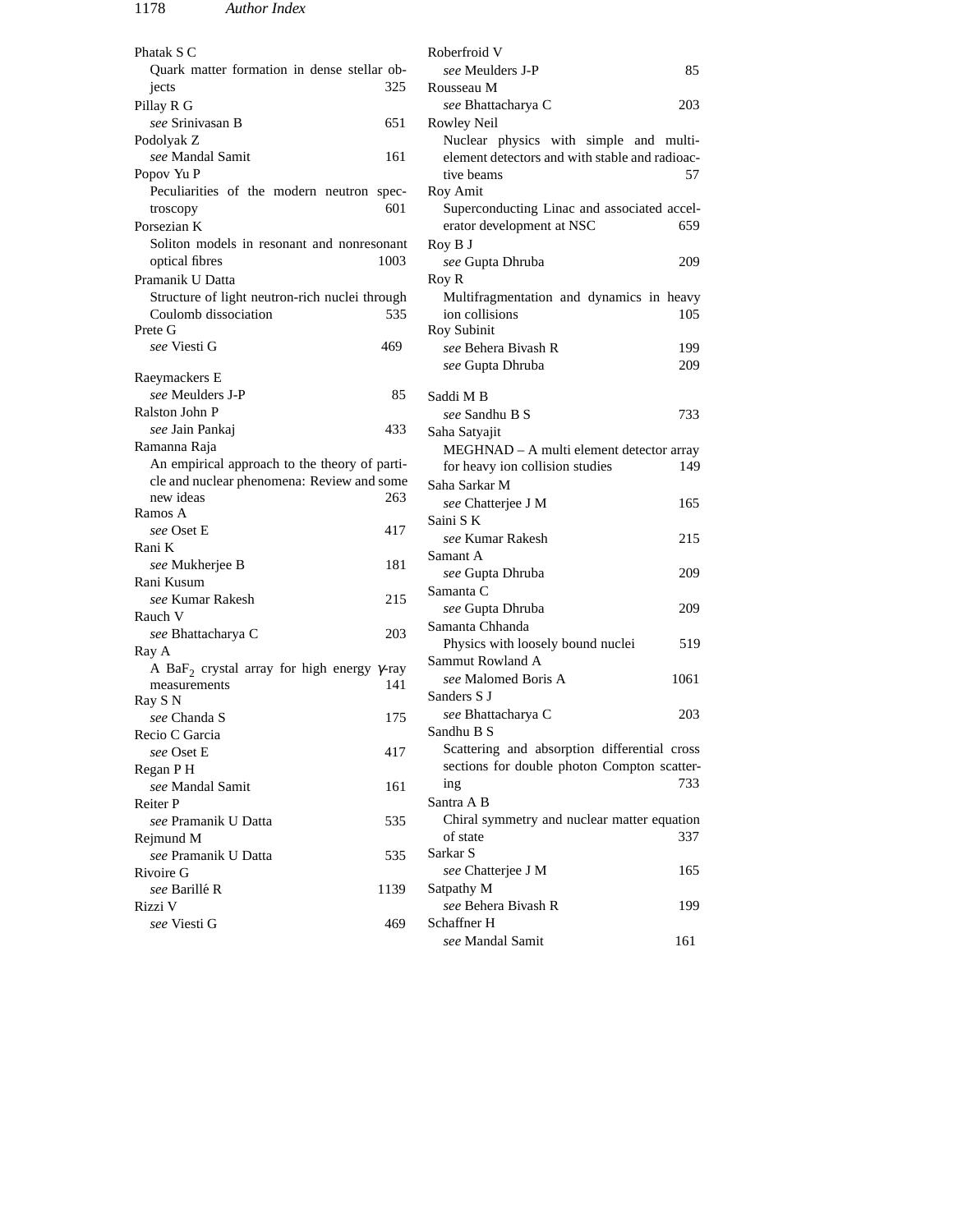Phatak S C
  Quark matter formation in dense stellar objects 325

Pillay R G
  *see* Srinivasan B 651

Podolyak Z
  *see* Mandal Samit 161

Popov Yu P
  Peculiarities of the modern neutron spectroscopy 601

Porsezian K
  Soliton models in resonant and nonresonant optical fibres 1003

Pramanik U Datta
  Structure of light neutron-rich nuclei through Coulomb dissociation 535

Prete G
  *see* Viesti G 469

Raeymackers E
  *see* Meulders J-P 85

Ralston John P
  *see* Jain Pankaj 433

Ramanna Raja
  An empirical approach to the theory of particle and nuclear phenomena: Review and some new ideas 263

Ramos A
  *see* Oset E 417

Rani K
  *see* Mukherjee B 181

Rani Kusum
  *see* Kumar Rakesh 215

Rauch V
  *see* Bhattacharya C 203

Ray A
  A $BaF_2$ crystal array for high energy $\gamma$-ray measurements 141

Ray S N
  *see* Chanda S 175

Recio C Garcia
  *see* Oset E 417

Regan P H
  *see* Mandal Samit 161

Reiter P
  *see* Pramanik U Datta 535

Rejmund M
  *see* Pramanik U Datta 535

Rivoire G
  *see* Barillé R 1139

Rizzi V
  *see* Viesti G 469

Roberfroid V
  *see* Meulders J-P 85

Rousseau M
  *see* Bhattacharya C 203

Rowley Neil
  Nuclear physics with simple and multi-element detectors and with stable and radioactive beams 57

Roy Amit
  Superconducting Linac and associated accelerator development at NSC 659

Roy B J
  *see* Gupta Dhruba 209

Roy R
  Multifragmentation and dynamics in heavy ion collisions 105

Roy Subinit
  *see* Behera Bivash R 199
  *see* Gupta Dhruba 209

Saddi M B
  *see* Sandhu B S 733

Saha Satyajit
  MEGHNAD – A multi element detector array for heavy ion collision studies 149

Saha Sarkar M
  *see* Chatterjee J M 165

Saini S K
  *see* Kumar Rakesh 215

Samant A
  *see* Gupta Dhruba 209

Samanta C
  *see* Gupta Dhruba 209

Samanta Chhanda
  Physics with loosely bound nuclei 519

Sammut Rowland A
  *see* Malomed Boris A 1061

Sanders S J
  *see* Bhattacharya C 203

Sandhu B S
  Scattering and absorption differential cross sections for double photon Compton scattering 733

Santra A B
  Chiral symmetry and nuclear matter equation of state 337

Sarkar S
  *see* Chatterjee J M 165

Satpathy M
  *see* Behera Bivash R 199

Schaffner H
  *see* Mandal Samit 161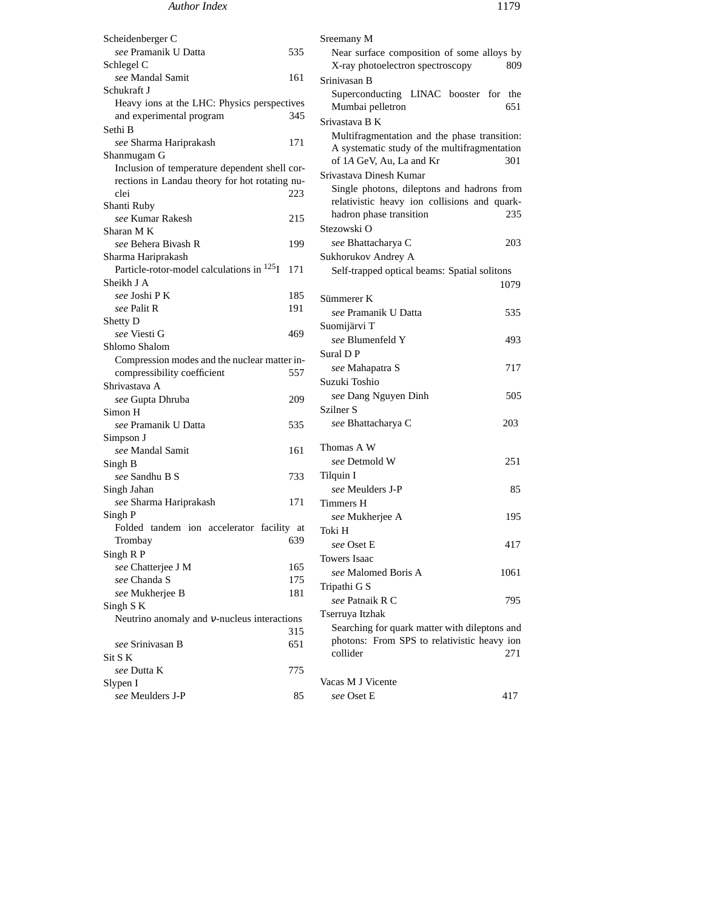Scheidenberger C
*see* Pramanik U Datta 535

Schlegel C
*see* Mandal Samit 161

Schukraft J
Heavy ions at the LHC: Physics perspectives and experimental program 345

Sethi B
*see* Sharma Hariprakash 171

Shanmugam G
Inclusion of temperature dependent shell corrections in Landau theory for hot rotating nuclei 223

Shanti Ruby
*see* Kumar Rakesh 215

Sharan M K
*see* Behera Bivash R 199

Sharma Hariprakash
Particle-rotor-model calculations in $^{125}$I 171

Sheikh J A
*see* Joshi P K 185
*see* Palit R 191

Shetty D
*see* Viesti G 469

Shlomo Shalom
Compression modes and the nuclear matter incompressibility coefficient 557

Shrivastava A
*see* Gupta Dhruba 209

Simon H
*see* Pramanik U Datta 535

Simpson J
*see* Mandal Samit 161

Singh B
*see* Sandhu B S 733

Singh Jahan
*see* Sharma Hariprakash 171

Singh P
Folded tandem ion accelerator facility at Trombay 639

Singh R P
*see* Chatterjee J M 165
*see* Chanda S 175
*see* Mukherjee B 181

Singh S K
Neutrino anomaly and $\nu$-nucleus interactions 315
*see* Srinivasan B 651

Sit S K
*see* Dutta K 775

Slypen I
*see* Meulders J-P 85

Sreemany M
Near surface composition of some alloys by X-ray photoelectron spectroscopy 809

Srinivasan B
Superconducting LINAC booster for the Mumbai pelletron 651

Srivastava B K
Multifragmentation and the phase transition: A systematic study of the multifragmentation of 1*A* GeV, Au, La and Kr 301

Srivastava Dinesh Kumar
Single photons, dileptons and hadrons from relativistic heavy ion collisions and quark-hadron phase transition 235

Stezowski O
*see* Bhattacharya C 203

Sukhorukov Andrey A
Self-trapped optical beams: Spatial solitons 1079

Sümmerer K
*see* Pramanik U Datta 535

Suomijärvi T
*see* Blumenfeld Y 493

Sural D P
*see* Mahapatra S 717

Suzuki Toshio
*see* Dang Nguyen Dinh 505

Szilner S
*see* Bhattacharya C 203

Thomas A W
*see* Detmold W 251

Tilquin I
*see* Meulders J-P 85

Timmers H
*see* Mukherjee A 195

Toki H
*see* Oset E 417

Towers Isaac
*see* Malomed Boris A 1061

Tripathi G S
*see* Patnaik R C 795

Tserruya Itzhak
Searching for quark matter with dileptons and photons: From SPS to relativistic heavy ion collider 271

Vacas M J Vicente
*see* Oset E 417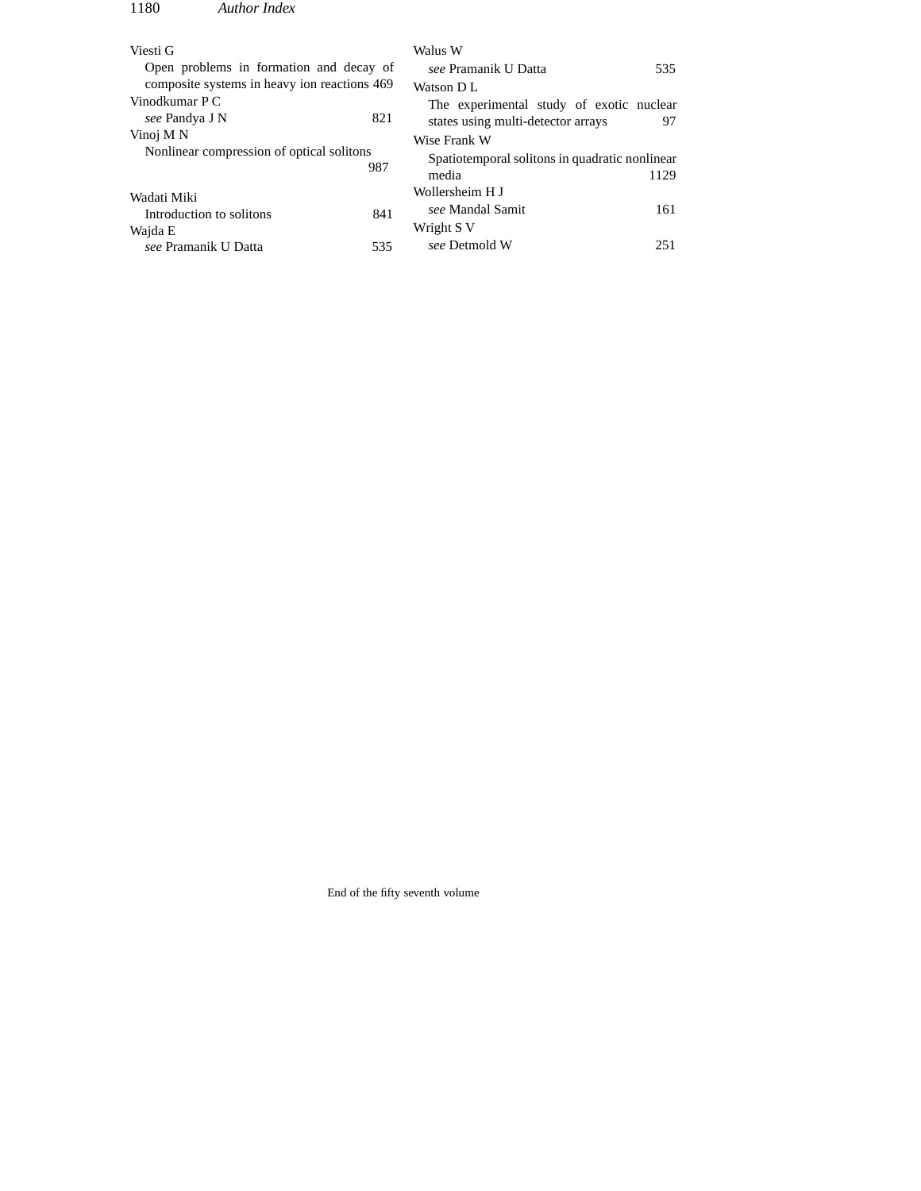Viesti G
Open problems in formation and decay of composite systems in heavy ion reactions 469

Vinodkumar P C
*see* Pandya J N 821

Vinoj M N
Nonlinear compression of optical solitons 987

Wadati Miki
Introduction to solitons 841

Wajda E
*see* Pramanik U Datta 535

Walus W
*see* Pramanik U Datta 535

Watson D L
The experimental study of exotic nuclear states using multi-detector arrays 97

Wise Frank W
Spatiotemporal solitons in quadratic nonlinear media 1129

Wollersheim H J
*see* Mandal Samit 161

Wright S V
*see* Detmold W 251

End of the fifty seventh volume